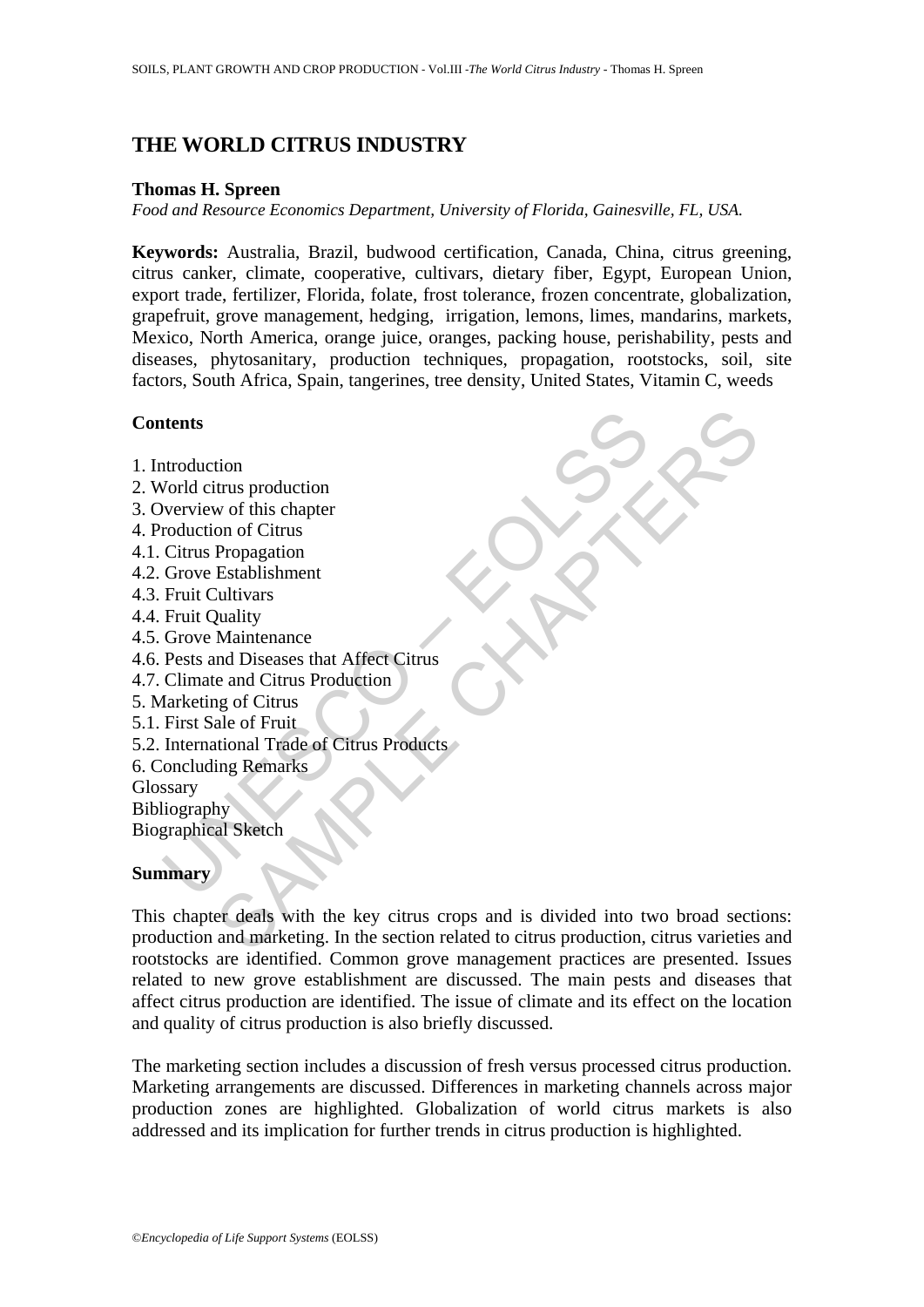# THE WORLD CITRUS INDUSTRY

**Thomas H. Spreen**

*Food and Resource Economics Department, University of Florida, Gainesville, FL, USA.*

**Keywords:** Australia, Brazil, budwood certification, Canada, China, citrus greening, citrus canker, climate, cooperative, cultivars, dietary fiber, Egypt, European Union, export trade, fertilizer, Florida, folate, frost tolerance, frozen concentrate, globalization, grapefruit, grove management, hedging, irrigation, lemons, limes, mandarins, markets, Mexico, North America, orange juice, oranges, packing house, perishability, pests and diseases, phytosanitary, production techniques, propagation, rootstocks, soil, site factors, South Africa, Spain, tangerines, tree density, United States, Vitamin C, weeds

## Contents

1. Introduction
2. World citrus production
3. Overview of this chapter
4. Production of Citrus
4.1. Citrus Propagation
4.2. Grove Establishment
4.3. Fruit Cultivars
4.4. Fruit Quality
4.5. Grove Maintenance
4.6. Pests and Diseases that Affect Citrus
4.7. Climate and Citrus Production
5. Marketing of Citrus
5.1. First Sale of Fruit
5.2. International Trade of Citrus Products
6. Concluding Remarks

Glossary

Bibliography

Biographical Sketch

## Summary

This chapter deals with the key citrus crops and is divided into two broad sections: production and marketing. In the section related to citrus production, citrus varieties and rootstocks are identified. Common grove management practices are presented. Issues related to new grove establishment are discussed. The main pests and diseases that affect citrus production are identified. The issue of climate and its effect on the location and quality of citrus production is also briefly discussed.

The marketing section includes a discussion of fresh versus processed citrus production. Marketing arrangements are discussed. Differences in marketing channels across major production zones are highlighted. Globalization of world citrus markets is also addressed and its implication for further trends in citrus production is highlighted.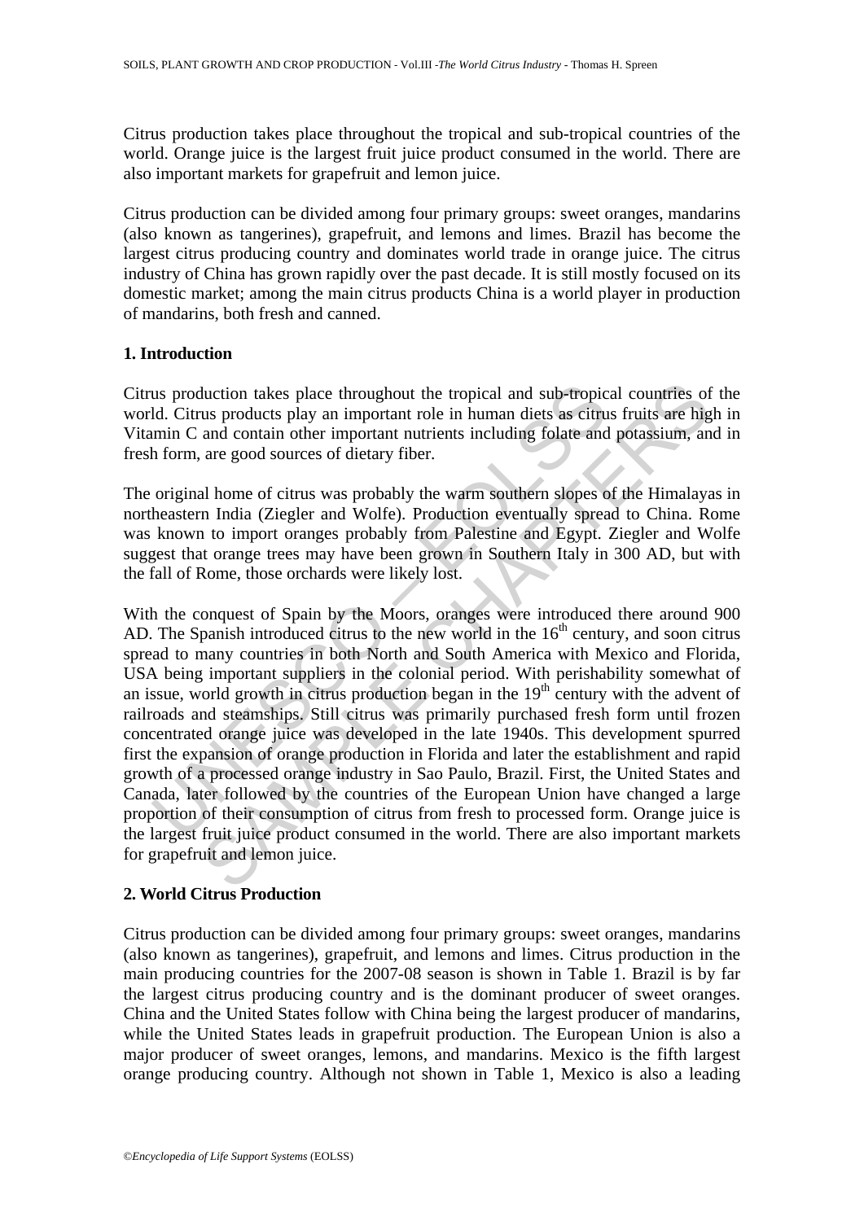Citrus production takes place throughout the tropical and sub-tropical countries of the world. Orange juice is the largest fruit juice product consumed in the world. There are also important markets for grapefruit and lemon juice.

Citrus production can be divided among four primary groups: sweet oranges, mandarins (also known as tangerines), grapefruit, and lemons and limes. Brazil has become the largest citrus producing country and dominates world trade in orange juice. The citrus industry of China has grown rapidly over the past decade. It is still mostly focused on its domestic market; among the main citrus products China is a world player in production of mandarins, both fresh and canned.

## 1. Introduction

Citrus production takes place throughout the tropical and sub-tropical countries of the world. Citrus products play an important role in human diets as citrus fruits are high in Vitamin C and contain other important nutrients including folate and potassium, and in fresh form, are good sources of dietary fiber.

The original home of citrus was probably the warm southern slopes of the Himalayas in northeastern India (Ziegler and Wolfe). Production eventually spread to China. Rome was known to import oranges probably from Palestine and Egypt. Ziegler and Wolfe suggest that orange trees may have been grown in Southern Italy in 300 AD, but with the fall of Rome, those orchards were likely lost.

With the conquest of Spain by the Moors, oranges were introduced there around 900 AD. The Spanish introduced citrus to the new world in the 16$^{th}$ century, and soon citrus spread to many countries in both North and South America with Mexico and Florida, USA being important suppliers in the colonial period. With perishability somewhat of an issue, world growth in citrus production began in the 19$^{th}$ century with the advent of railroads and steamships. Still citrus was primarily purchased fresh form until frozen concentrated orange juice was developed in the late 1940s. This development spurred first the expansion of orange production in Florida and later the establishment and rapid growth of a processed orange industry in Sao Paulo, Brazil. First, the United States and Canada, later followed by the countries of the European Union have changed a large proportion of their consumption of citrus from fresh to processed form. Orange juice is the largest fruit juice product consumed in the world. There are also important markets for grapefruit and lemon juice.

## 2. World Citrus Production

Citrus production can be divided among four primary groups: sweet oranges, mandarins (also known as tangerines), grapefruit, and lemons and limes. Citrus production in the main producing countries for the 2007-08 season is shown in Table 1. Brazil is by far the largest citrus producing country and is the dominant producer of sweet oranges. China and the United States follow with China being the largest producer of mandarins, while the United States leads in grapefruit production. The European Union is also a major producer of sweet oranges, lemons, and mandarins. Mexico is the fifth largest orange producing country. Although not shown in Table 1, Mexico is also a leading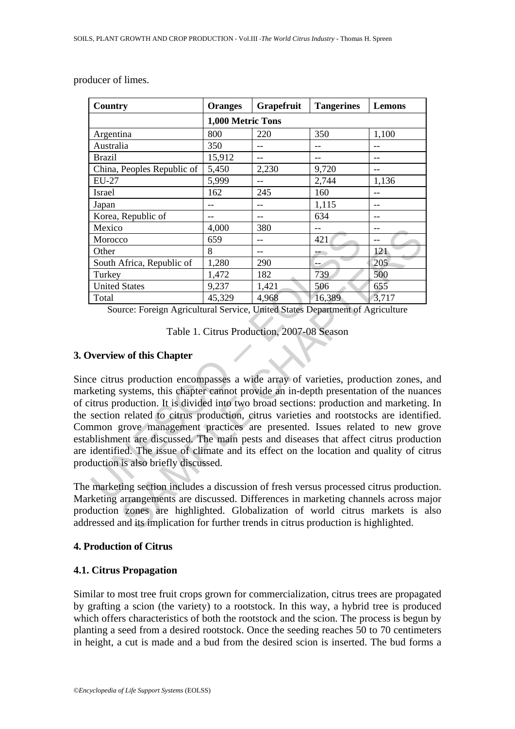producer of limes.

| Country | Oranges | Grapefruit | Tangerines | Lemons |
|---|---|---|---|---|
| | 1,000 Metric Tons | | | |
| Argentina | 800 | 220 | 350 | 1,100 |
| Australia | 350 | -- | -- | -- |
| Brazil | 15,912 | -- | -- | -- |
| China, Peoples Republic of | 5,450 | 2,230 | 9,720 | -- |
| EU-27 | 5,999 | -- | 2,744 | 1,136 |
| Israel | 162 | 245 | 160 | -- |
| Japan | -- | -- | 1,115 | -- |
| Korea, Republic of | -- | -- | 634 | -- |
| Mexico | 4,000 | 380 | -- | -- |
| Morocco | 659 | -- | 421 | -- |
| Other | 8 | -- | -- | 121 |
| South Africa, Republic of | 1,280 | 290 | -- | 205 |
| Turkey | 1,472 | 182 | 739 | 500 |
| United States | 9,237 | 1,421 | 506 | 655 |
| Total | 45,329 | 4,968 | 16,389 | 3,717 |

Source: Foreign Agricultural Service, United States Department of Agriculture

Table 1. Citrus Production, 2007-08 Season

## 3. Overview of this Chapter

Since citrus production encompasses a wide array of varieties, production zones, and marketing systems, this chapter cannot provide an in-depth presentation of the nuances of citrus production. It is divided into two broad sections: production and marketing. In the section related to citrus production, citrus varieties and rootstocks are identified. Common grove management practices are presented. Issues related to new grove establishment are discussed. The main pests and diseases that affect citrus production are identified. The issue of climate and its effect on the location and quality of citrus production is also briefly discussed.

The marketing section includes a discussion of fresh versus processed citrus production. Marketing arrangements are discussed. Differences in marketing channels across major production zones are highlighted. Globalization of world citrus markets is also addressed and its implication for further trends in citrus production is highlighted.

## 4. Production of Citrus

### 4.1. Citrus Propagation

Similar to most tree fruit crops grown for commercialization, citrus trees are propagated by grafting a scion (the variety) to a rootstock. In this way, a hybrid tree is produced which offers characteristics of both the rootstock and the scion. The process is begun by planting a seed from a desired rootstock. Once the seeding reaches 50 to 70 centimeters in height, a cut is made and a bud from the desired scion is inserted. The bud forms a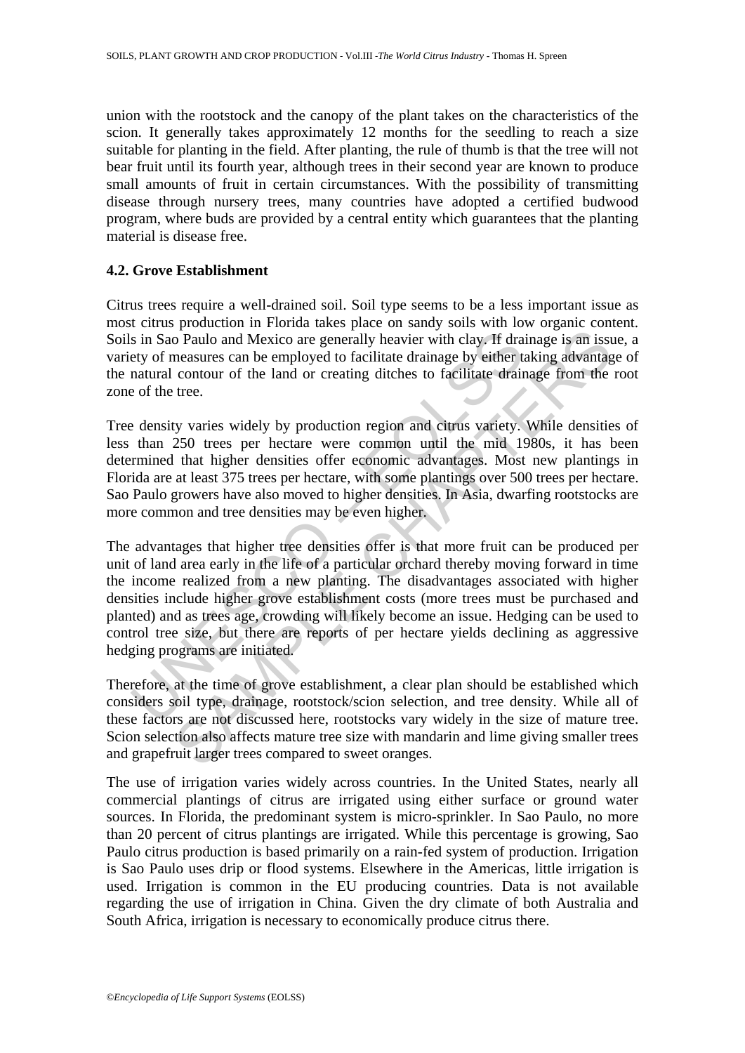union with the rootstock and the canopy of the plant takes on the characteristics of the scion. It generally takes approximately 12 months for the seedling to reach a size suitable for planting in the field. After planting, the rule of thumb is that the tree will not bear fruit until its fourth year, although trees in their second year are known to produce small amounts of fruit in certain circumstances. With the possibility of transmitting disease through nursery trees, many countries have adopted a certified budwood program, where buds are provided by a central entity which guarantees that the planting material is disease free.

### 4.2. Grove Establishment

Citrus trees require a well-drained soil. Soil type seems to be a less important issue as most citrus production in Florida takes place on sandy soils with low organic content. Soils in Sao Paulo and Mexico are generally heavier with clay. If drainage is an issue, a variety of measures can be employed to facilitate drainage by either taking advantage of the natural contour of the land or creating ditches to facilitate drainage from the root zone of the tree.

Tree density varies widely by production region and citrus variety. While densities of less than 250 trees per hectare were common until the mid 1980s, it has been determined that higher densities offer economic advantages. Most new plantings in Florida are at least 375 trees per hectare, with some plantings over 500 trees per hectare. Sao Paulo growers have also moved to higher densities. In Asia, dwarfing rootstocks are more common and tree densities may be even higher.

The advantages that higher tree densities offer is that more fruit can be produced per unit of land area early in the life of a particular orchard thereby moving forward in time the income realized from a new planting. The disadvantages associated with higher densities include higher grove establishment costs (more trees must be purchased and planted) and as trees age, crowding will likely become an issue. Hedging can be used to control tree size, but there are reports of per hectare yields declining as aggressive hedging programs are initiated.

Therefore, at the time of grove establishment, a clear plan should be established which considers soil type, drainage, rootstock/scion selection, and tree density. While all of these factors are not discussed here, rootstocks vary widely in the size of mature tree. Scion selection also affects mature tree size with mandarin and lime giving smaller trees and grapefruit larger trees compared to sweet oranges.

The use of irrigation varies widely across countries. In the United States, nearly all commercial plantings of citrus are irrigated using either surface or ground water sources. In Florida, the predominant system is micro-sprinkler. In Sao Paulo, no more than 20 percent of citrus plantings are irrigated. While this percentage is growing, Sao Paulo citrus production is based primarily on a rain-fed system of production. Irrigation is Sao Paulo uses drip or flood systems. Elsewhere in the Americas, little irrigation is used. Irrigation is common in the EU producing countries. Data is not available regarding the use of irrigation in China. Given the dry climate of both Australia and South Africa, irrigation is necessary to economically produce citrus there.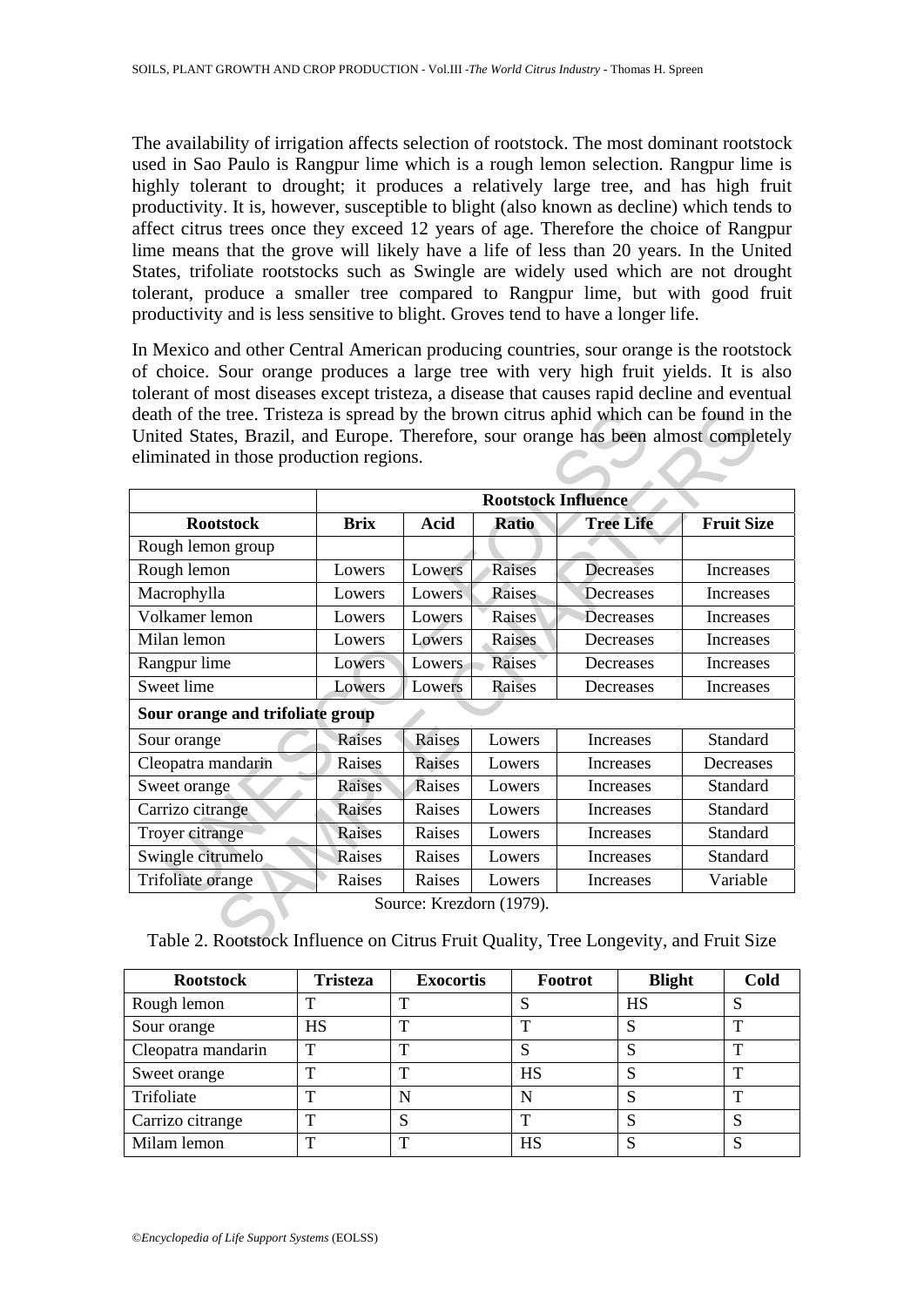The availability of irrigation affects selection of rootstock. The most dominant rootstock used in Sao Paulo is Rangpur lime which is a rough lemon selection. Rangpur lime is highly tolerant to drought; it produces a relatively large tree, and has high fruit productivity. It is, however, susceptible to blight (also known as decline) which tends to affect citrus trees once they exceed 12 years of age. Therefore the choice of Rangpur lime means that the grove will likely have a life of less than 20 years. In the United States, trifoliate rootstocks such as Swingle are widely used which are not drought tolerant, produce a smaller tree compared to Rangpur lime, but with good fruit productivity and is less sensitive to blight. Groves tend to have a longer life.

In Mexico and other Central American producing countries, sour orange is the rootstock of choice. Sour orange produces a large tree with very high fruit yields. It is also tolerant of most diseases except tristeza, a disease that causes rapid decline and eventual death of the tree. Tristeza is spread by the brown citrus aphid which can be found in the United States, Brazil, and Europe. Therefore, sour orange has been almost completely eliminated in those production regions.

| | Rootstock Influence | | | | |
|---|---|---|---|---|---|
| **Rootstock** | **Brix** | **Acid** | **Ratio** | **Tree Life** | **Fruit Size** |
| Rough lemon group | | | | | |
| Rough lemon | Lowers | Lowers | Raises | Decreases | Increases |
| Macrophylla | Lowers | Lowers | Raises | Decreases | Increases |
| Volkamer lemon | Lowers | Lowers | Raises | Decreases | Increases |
| Milan lemon | Lowers | Lowers | Raises | Decreases | Increases |
| Rangpur lime | Lowers | Lowers | Raises | Decreases | Increases |
| Sweet lime | Lowers | Lowers | Raises | Decreases | Increases |
| **Sour orange and trifoliate group** | | | | | |
| Sour orange | Raises | Raises | Lowers | Increases | Standard |
| Cleopatra mandarin | Raises | Raises | Lowers | Increases | Decreases |
| Sweet orange | Raises | Raises | Lowers | Increases | Standard |
| Carrizo citrange | Raises | Raises | Lowers | Increases | Standard |
| Troyer citrange | Raises | Raises | Lowers | Increases | Standard |
| Swingle citrumelo | Raises | Raises | Lowers | Increases | Standard |
| Trifoliate orange | Raises | Raises | Lowers | Increases | Variable |

Source: Krezdorn (1979).

Table 2. Rootstock Influence on Citrus Fruit Quality, Tree Longevity, and Fruit Size

| Rootstock | Tristeza | Exocortis | Footrot | Blight | Cold |
|---|---|---|---|---|---|
| Rough lemon | T | T | S | HS | S |
| Sour orange | HS | T | T | S | T |
| Cleopatra mandarin | T | T | S | S | T |
| Sweet orange | T | T | HS | S | T |
| Trifoliate | T | N | N | S | T |
| Carrizo citrange | T | S | T | S | S |
| Milam lemon | T | T | HS | S | S |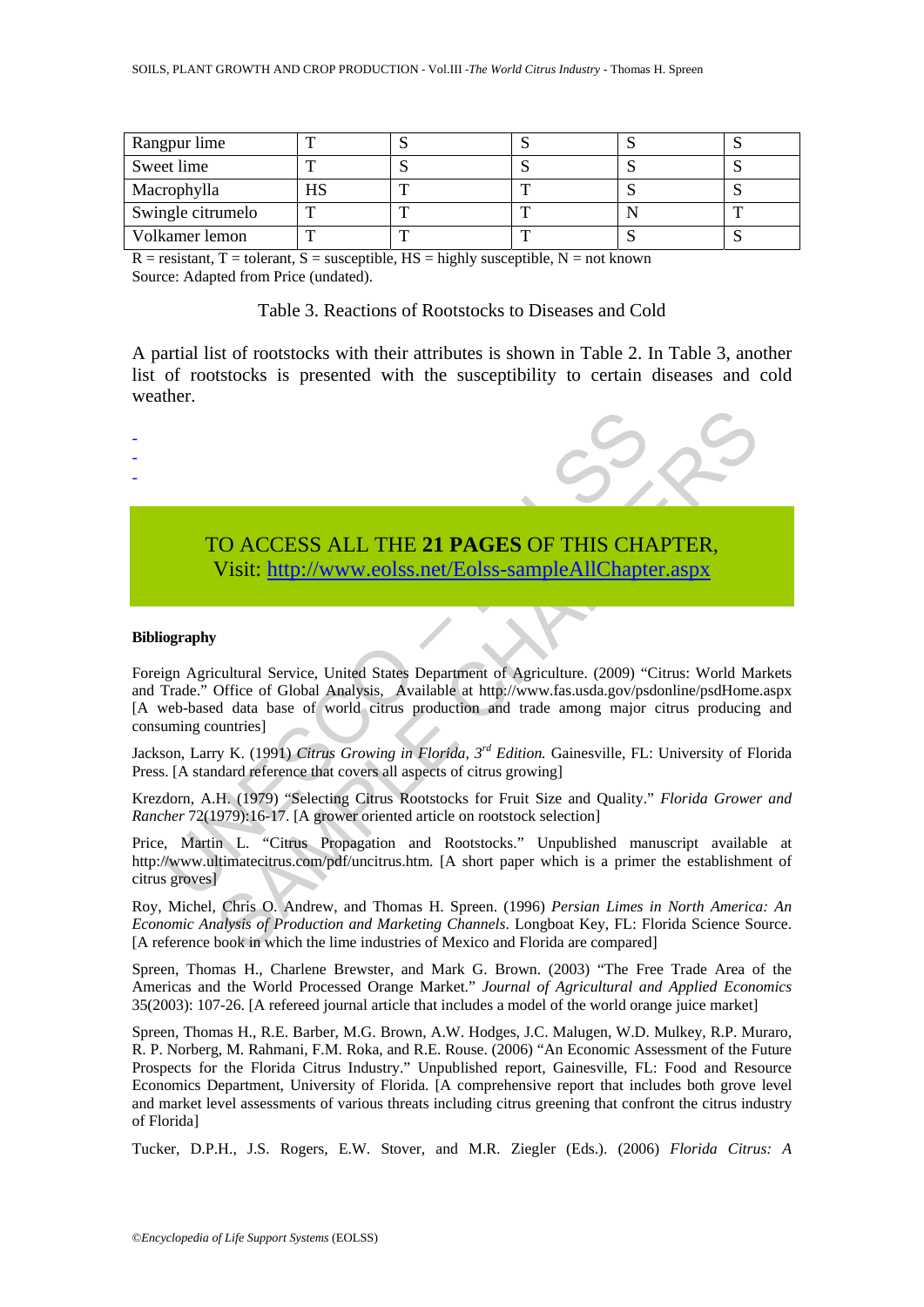| Rangpur lime | T | S | S | S | S |
|---|---|---|---|---|---|
| Sweet lime | T | S | S | S | S |
| Macrophylla | HS | T | T | S | S |
| Swingle citrumelo | T | T | T | N | T |
| Volkamer lemon | T | T | T | S | S |

R = resistant, T = tolerant, S = susceptible, HS = highly susceptible, N = not known
Source: Adapted from Price (undated).

Table 3. Reactions of Rootstocks to Diseases and Cold

A partial list of rootstocks with their attributes is shown in Table 2. In Table 3, another list of rootstocks is presented with the susceptibility to certain diseases and cold weather.

-
-
-

TO ACCESS ALL THE **21 PAGES** OF THIS CHAPTER,
Visit: http://www.eolss.net/Eolss-sampleAllChapter.aspx

**Bibliography**

Foreign Agricultural Service, United States Department of Agriculture. (2009) "Citrus: World Markets and Trade." Office of Global Analysis, Available at http://www.fas.usda.gov/psdonline/psdHome.aspx [A web-based data base of world citrus production and trade among major citrus producing and consuming countries]

Jackson, Larry K. (1991) *Citrus Growing in Florida, 3rd Edition.* Gainesville, FL: University of Florida Press. [A standard reference that covers all aspects of citrus growing]

Krezdorn, A.H. (1979) "Selecting Citrus Rootstocks for Fruit Size and Quality." *Florida Grower and Rancher* 72(1979):16-17. [A grower oriented article on rootstock selection]

Price, Martin L. "Citrus Propagation and Rootstocks." Unpublished manuscript available at http://www.ultimatecitrus.com/pdf/uncitrus.htm. [A short paper which is a primer the establishment of citrus groves]

Roy, Michel, Chris O. Andrew, and Thomas H. Spreen. (1996) *Persian Limes in North America: An Economic Analysis of Production and Marketing Channels*. Longboat Key, FL: Florida Science Source. [A reference book in which the lime industries of Mexico and Florida are compared]

Spreen, Thomas H., Charlene Brewster, and Mark G. Brown. (2003) "The Free Trade Area of the Americas and the World Processed Orange Market." *Journal of Agricultural and Applied Economics* 35(2003): 107-26. [A refereed journal article that includes a model of the world orange juice market]

Spreen, Thomas H., R.E. Barber, M.G. Brown, A.W. Hodges, J.C. Malugen, W.D. Mulkey, R.P. Muraro, R. P. Norberg, M. Rahmani, F.M. Roka, and R.E. Rouse. (2006) "An Economic Assessment of the Future Prospects for the Florida Citrus Industry." Unpublished report, Gainesville, FL: Food and Resource Economics Department, University of Florida. [A comprehensive report that includes both grove level and market level assessments of various threats including citrus greening that confront the citrus industry of Florida]

Tucker, D.P.H., J.S. Rogers, E.W. Stover, and M.R. Ziegler (Eds.). (2006) *Florida Citrus: A*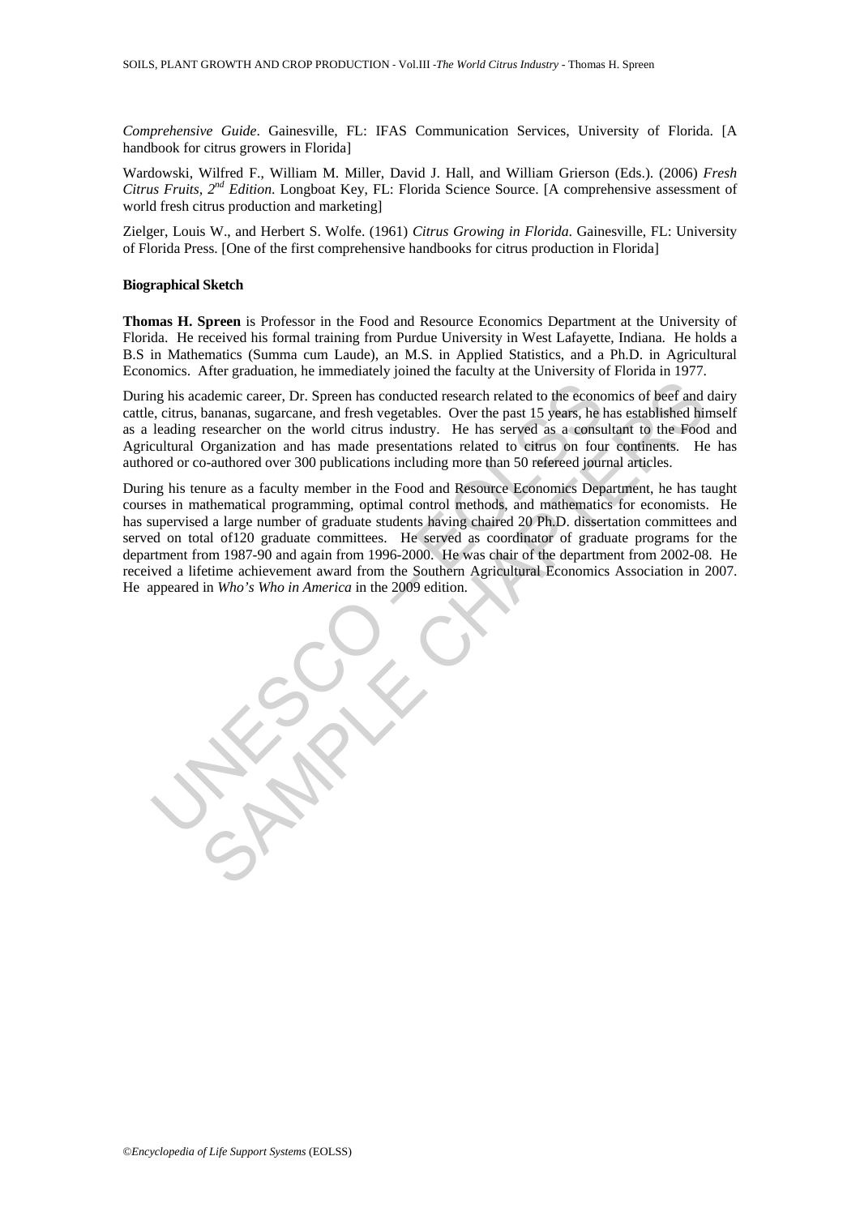*Comprehensive Guide*. Gainesville, FL: IFAS Communication Services, University of Florida. [A handbook for citrus growers in Florida]

Wardowski, Wilfred F., William M. Miller, David J. Hall, and William Grierson (Eds.). (2006) *Fresh Citrus Fruits, 2nd Edition*. Longboat Key, FL: Florida Science Source. [A comprehensive assessment of world fresh citrus production and marketing]

Zielger, Louis W., and Herbert S. Wolfe. (1961) *Citrus Growing in Florida*. Gainesville, FL: University of Florida Press. [One of the first comprehensive handbooks for citrus production in Florida]

**Biographical Sketch**

**Thomas H. Spreen** is Professor in the Food and Resource Economics Department at the University of Florida. He received his formal training from Purdue University in West Lafayette, Indiana. He holds a B.S in Mathematics (Summa cum Laude), an M.S. in Applied Statistics, and a Ph.D. in Agricultural Economics. After graduation, he immediately joined the faculty at the University of Florida in 1977.

During his academic career, Dr. Spreen has conducted research related to the economics of beef and dairy cattle, citrus, bananas, sugarcane, and fresh vegetables. Over the past 15 years, he has established himself as a leading researcher on the world citrus industry. He has served as a consultant to the Food and Agricultural Organization and has made presentations related to citrus on four continents. He has authored or co-authored over 300 publications including more than 50 refereed journal articles.

During his tenure as a faculty member in the Food and Resource Economics Department, he has taught courses in mathematical programming, optimal control methods, and mathematics for economists. He has supervised a large number of graduate students having chaired 20 Ph.D. dissertation committees and served on total of120 graduate committees. He served as coordinator of graduate programs for the department from 1987-90 and again from 1996-2000. He was chair of the department from 2002-08. He received a lifetime achievement award from the Southern Agricultural Economics Association in 2007. He appeared in *Who's Who in America* in the 2009 edition.